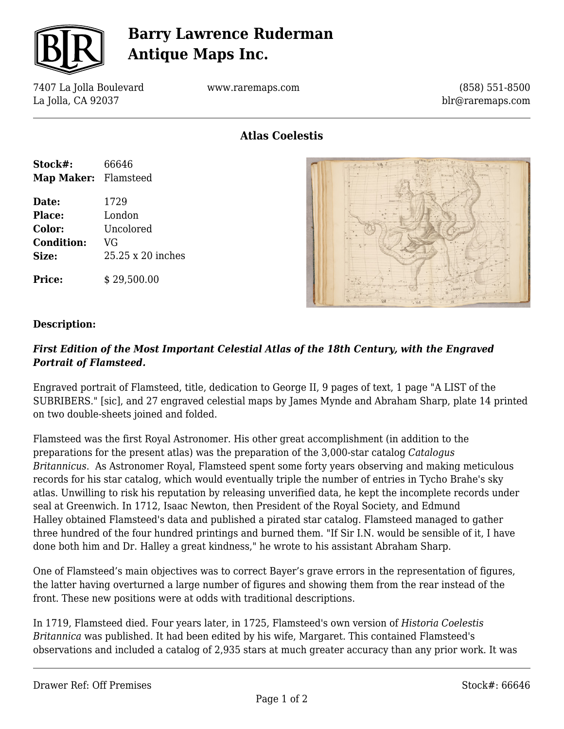# Barry Lawrence Ruderman Antique Maps Inc.

7407 La Jolla Boulevard
La Jolla, CA 92037

www.raremaps.com

(858) 551-8500
blr@raremaps.com

## Atlas Coelestis

| | |
|---|---|
| **Stock#:** | 66646 |
| **Map Maker:** | Flamsteed |
| **Date:** | 1729 |
| **Place:** | London |
| **Color:** | Uncolored |
| **Condition:** | VG |
| **Size:** | 25.25 x 20 inches |
| **Price:** | $ 29,500.00 |

### Description:

***First Edition of the Most Important Celestial Atlas of the 18th Century, with the Engraved Portrait of Flamsteed.***

Engraved portrait of Flamsteed, title, dedication to George II, 9 pages of text, 1 page "A LIST of the SUBRIBERS." [sic], and 27 engraved celestial maps by James Mynde and Abraham Sharp, plate 14 printed on two double-sheets joined and folded.

Flamsteed was the first Royal Astronomer. His other great accomplishment (in addition to the preparations for the present atlas) was the preparation of the 3,000-star catalog *Catalogus Britannicus*. As Astronomer Royal, Flamsteed spent some forty years observing and making meticulous records for his star catalog, which would eventually triple the number of entries in Tycho Brahe's sky atlas. Unwilling to risk his reputation by releasing unverified data, he kept the incomplete records under seal at Greenwich. In 1712, Isaac Newton, then President of the Royal Society, and Edmund Halley obtained Flamsteed's data and published a pirated star catalog. Flamsteed managed to gather three hundred of the four hundred printings and burned them. "If Sir I.N. would be sensible of it, I have done both him and Dr. Halley a great kindness," he wrote to his assistant Abraham Sharp.

One of Flamsteed's main objectives was to correct Bayer's grave errors in the representation of figures, the latter having overturned a large number of figures and showing them from the rear instead of the front. These new positions were at odds with traditional descriptions.

In 1719, Flamsteed died. Four years later, in 1725, Flamsteed's own version of *Historia Coelestis Britannica* was published. It had been edited by his wife, Margaret. This contained Flamsteed's observations and included a catalog of 2,935 stars at much greater accuracy than any prior work. It was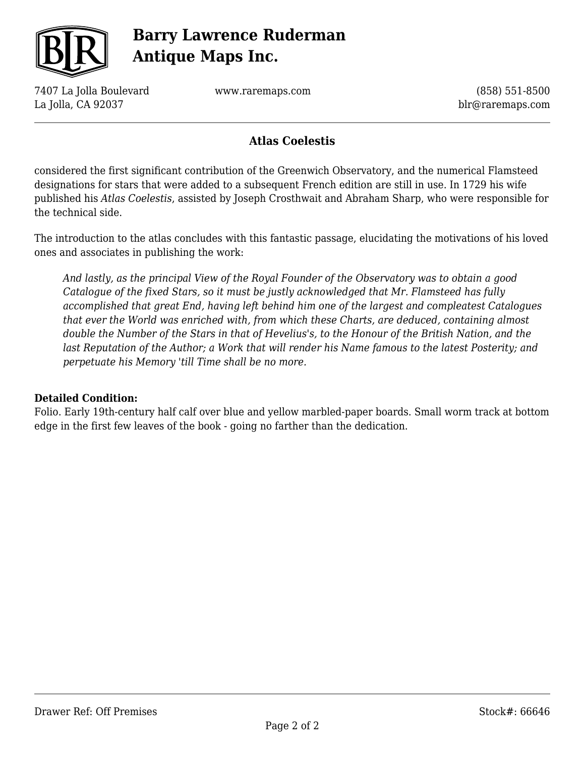## Atlas Coelestis

considered the first significant contribution of the Greenwich Observatory, and the numerical Flamsteed designations for stars that were added to a subsequent French edition are still in use. In 1729 his wife published his *Atlas Coelestis*, assisted by Joseph Crosthwait and Abraham Sharp, who were responsible for the technical side.

The introduction to the atlas concludes with this fantastic passage, elucidating the motivations of his loved ones and associates in publishing the work:

> *And lastly, as the principal View of the Royal Founder of the Observatory was to obtain a good Catalogue of the fixed Stars, so it must be justly acknowledged that Mr. Flamsteed has fully accomplished that great End, having left behind him one of the largest and compleatest Catalogues that ever the World was enriched with, from which these Charts, are deduced, containing almost double the Number of the Stars in that of Hevelius's, to the Honour of the British Nation, and the last Reputation of the Author; a Work that will render his Name famous to the latest Posterity; and perpetuate his Memory 'till Time shall be no more.*

**Detailed Condition:**
Folio. Early 19th-century half calf over blue and yellow marbled-paper boards. Small worm track at bottom edge in the first few leaves of the book - going no farther than the dedication.